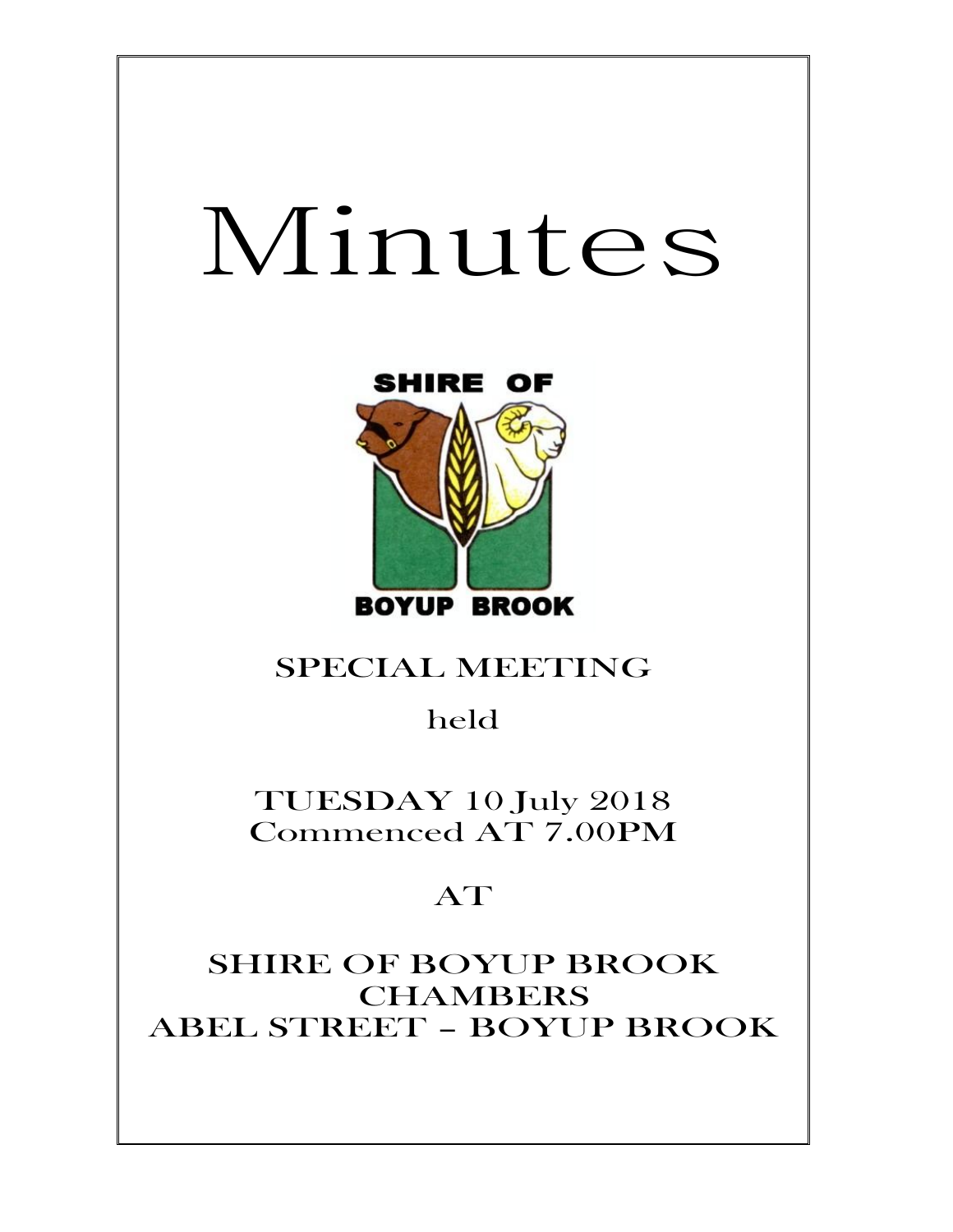# Minutes

SHIRE OF

BOYUP BROOK

SPECIAL MEETING

held

TUESDAY 10 July 2018
Commenced AT 7.00PM

AT

SHIRE OF BOYUP BROOK
CHAMBERS
ABEL STREET – BOYUP BROOK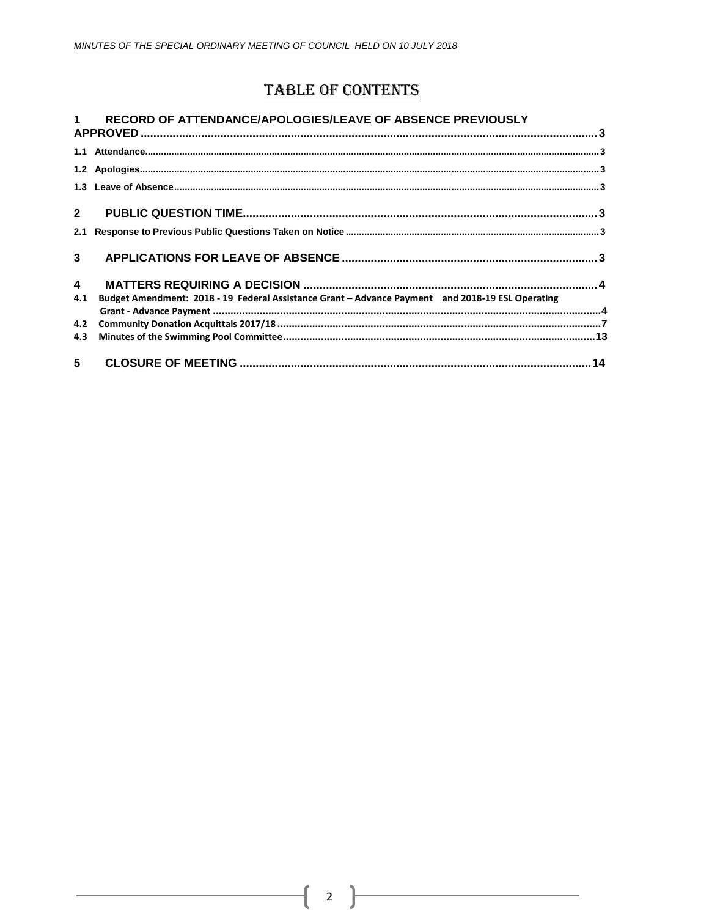# TABLE OF CONTENTS

1 RECORD OF ATTENDANCE/APOLOGIES/LEAVE OF ABSENCE PREVIOUSLY APPROVED ....... 3

1.1 Attendance ....... 3

1.2 Apologies ....... 3

1.3 Leave of Absence ....... 3

2 PUBLIC QUESTION TIME ....... 3

2.1 Response to Previous Public Questions Taken on Notice ....... 3

3 APPLICATIONS FOR LEAVE OF ABSENCE ....... 3

4 MATTERS REQUIRING A DECISION ....... 4

4.1 Budget Amendment: 2018 - 19 Federal Assistance Grant – Advance Payment and 2018-19 ESL Operating Grant - Advance Payment ....... 4

4.2 Community Donation Acquittals 2017/18 ....... 7

4.3 Minutes of the Swimming Pool Committee ....... 13

5 CLOSURE OF MEETING ....... 14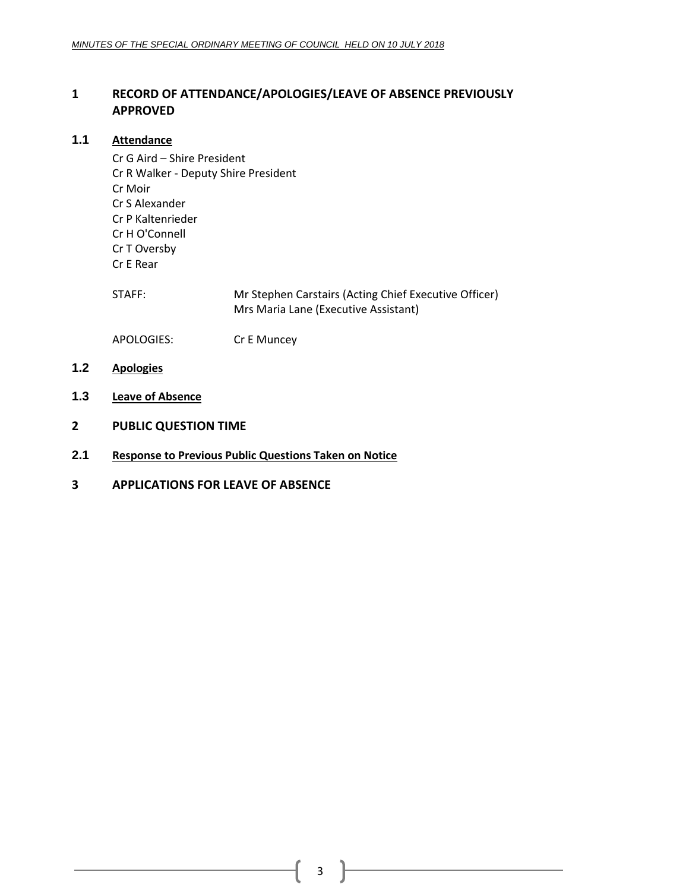# 1 RECORD OF ATTENDANCE/APOLOGIES/LEAVE OF ABSENCE PREVIOUSLY APPROVED

## 1.1 Attendance

Cr G Aird – Shire President
Cr R Walker - Deputy Shire President
Cr Moir
Cr S Alexander
Cr P Kaltenrieder
Cr H O'Connell
Cr T Oversby
Cr E Rear

STAFF: Mr Stephen Carstairs (Acting Chief Executive Officer)
Mrs Maria Lane (Executive Assistant)

APOLOGIES: Cr E Muncey

## 1.2 Apologies

## 1.3 Leave of Absence

# 2 PUBLIC QUESTION TIME

## 2.1 Response to Previous Public Questions Taken on Notice

# 3 APPLICATIONS FOR LEAVE OF ABSENCE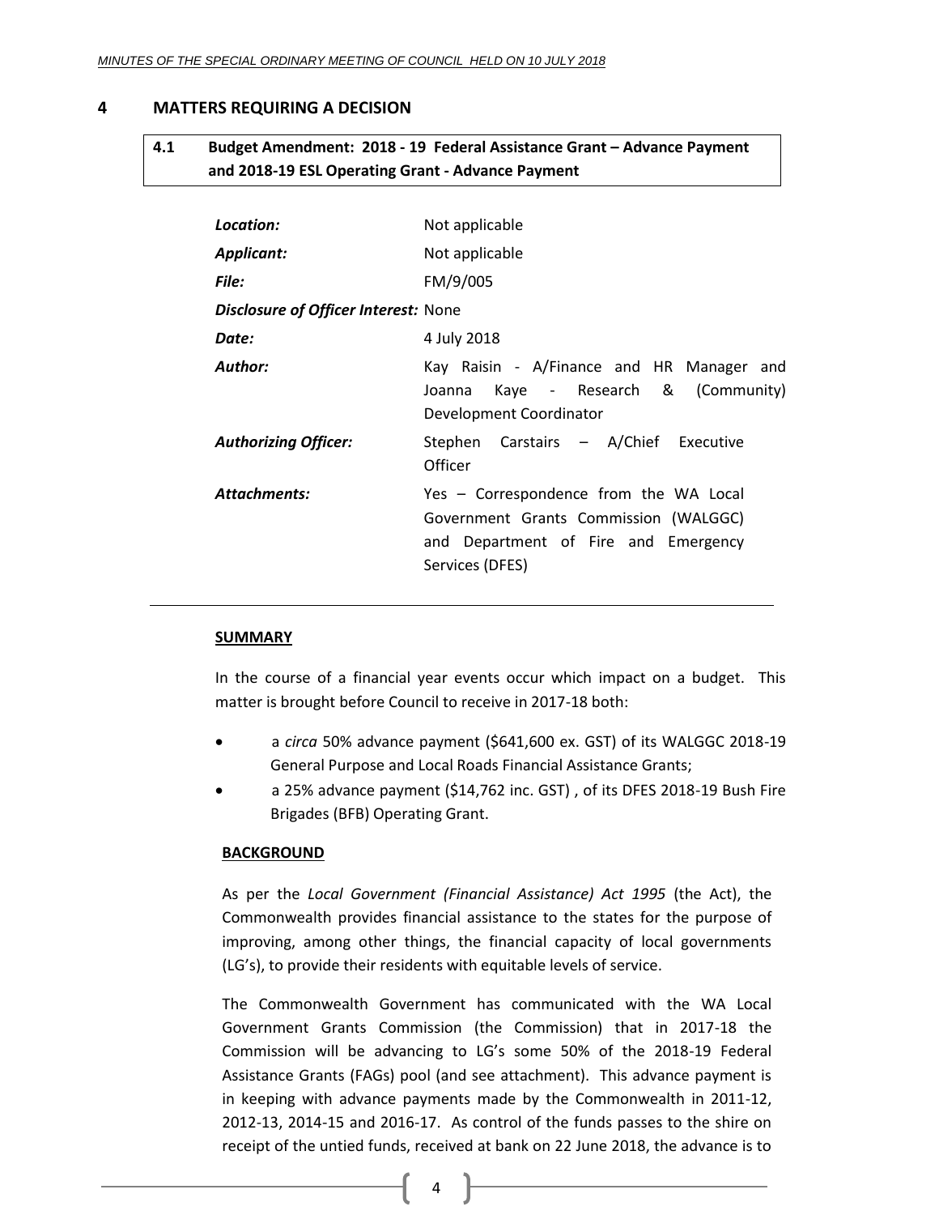## 4 MATTERS REQUIRING A DECISION

### 4.1 Budget Amendment: 2018 - 19 Federal Assistance Grant – Advance Payment and 2018-19 ESL Operating Grant - Advance Payment

| | |
|---|---|
| ***Location:*** | Not applicable |
| ***Applicant:*** | Not applicable |
| ***File:*** | FM/9/005 |
| ***Disclosure of Officer Interest:*** | None |
| ***Date:*** | 4 July 2018 |
| ***Author:*** | Kay Raisin - A/Finance and HR Manager and Joanna Kaye - Research & (Community) Development Coordinator |
| ***Authorizing Officer:*** | Stephen Carstairs – A/Chief Executive Officer |
| ***Attachments:*** | Yes – Correspondence from the WA Local Government Grants Commission (WALGGC) and Department of Fire and Emergency Services (DFES) |

---

**SUMMARY**

In the course of a financial year events occur which impact on a budget. This matter is brought before Council to receive in 2017-18 both:

- a *circa* 50% advance payment ($641,600 ex. GST) of its WALGGC 2018-19 General Purpose and Local Roads Financial Assistance Grants;
- a 25% advance payment ($14,762 inc. GST) , of its DFES 2018-19 Bush Fire Brigades (BFB) Operating Grant.

**BACKGROUND**

As per the *Local Government (Financial Assistance) Act 1995* (the Act), the Commonwealth provides financial assistance to the states for the purpose of improving, among other things, the financial capacity of local governments (LG's), to provide their residents with equitable levels of service.

The Commonwealth Government has communicated with the WA Local Government Grants Commission (the Commission) that in 2017-18 the Commission will be advancing to LG's some 50% of the 2018-19 Federal Assistance Grants (FAGs) pool (and see attachment). This advance payment is in keeping with advance payments made by the Commonwealth in 2011-12, 2012-13, 2014-15 and 2016-17. As control of the funds passes to the shire on receipt of the untied funds, received at bank on 22 June 2018, the advance is to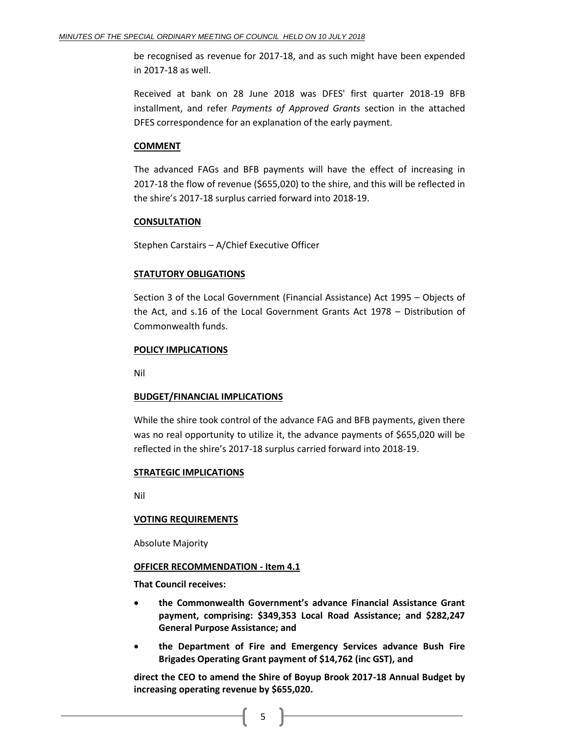be recognised as revenue for 2017-18, and as such might have been expended in 2017-18 as well.

Received at bank on 28 June 2018 was DFES' first quarter 2018-19 BFB installment, and refer *Payments of Approved Grants* section in the attached DFES correspondence for an explanation of the early payment.

**COMMENT**

The advanced FAGs and BFB payments will have the effect of increasing in 2017-18 the flow of revenue ($655,020) to the shire, and this will be reflected in the shire's 2017-18 surplus carried forward into 2018-19.

**CONSULTATION**

Stephen Carstairs – A/Chief Executive Officer

**STATUTORY OBLIGATIONS**

Section 3 of the Local Government (Financial Assistance) Act 1995 – Objects of the Act, and s.16 of the Local Government Grants Act 1978 – Distribution of Commonwealth funds.

**POLICY IMPLICATIONS**

Nil

**BUDGET/FINANCIAL IMPLICATIONS**

While the shire took control of the advance FAG and BFB payments, given there was no real opportunity to utilize it, the advance payments of $655,020 will be reflected in the shire's 2017-18 surplus carried forward into 2018-19.

**STRATEGIC IMPLICATIONS**

Nil

**VOTING REQUIREMENTS**

Absolute Majority

**OFFICER RECOMMENDATION - Item 4.1**

**That Council receives:**

- **the Commonwealth Government's advance Financial Assistance Grant payment, comprising: $349,353 Local Road Assistance; and $282,247 General Purpose Assistance; and**
- **the Department of Fire and Emergency Services advance Bush Fire Brigades Operating Grant payment of $14,762 (inc GST), and**

**direct the CEO to amend the Shire of Boyup Brook 2017-18 Annual Budget by increasing operating revenue by $655,020.**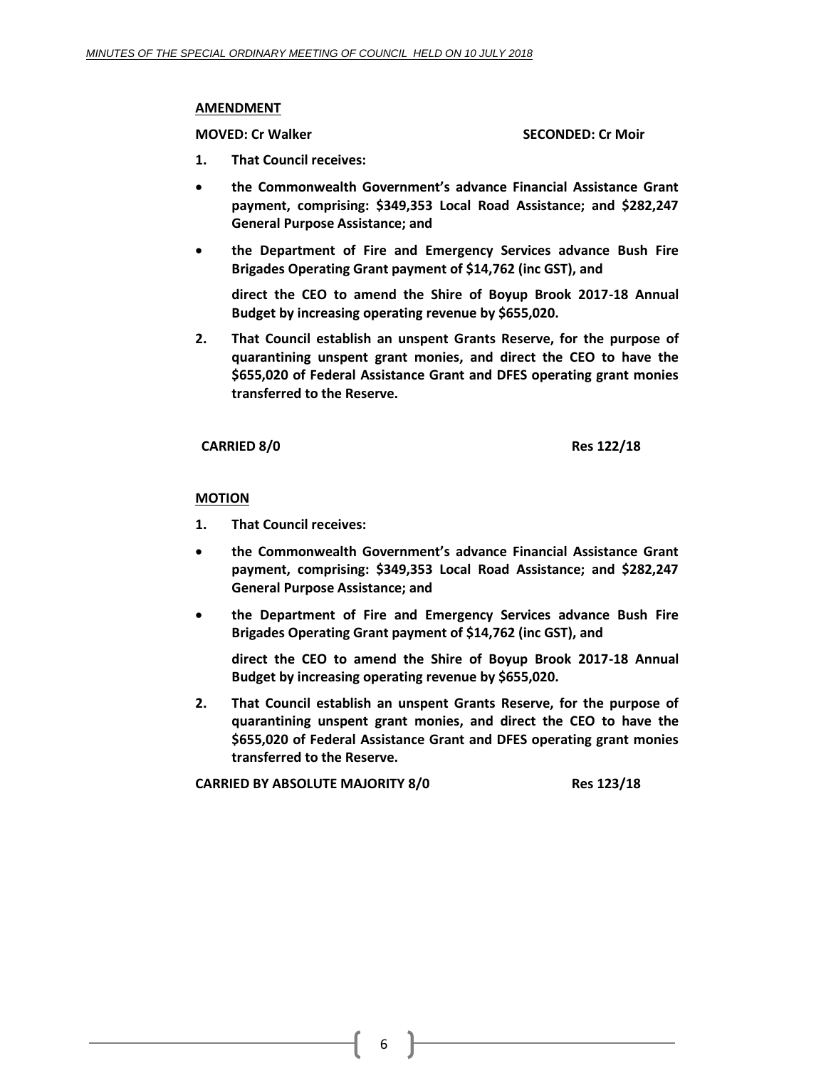**AMENDMENT**

**MOVED: Cr Walker** **SECONDED: Cr Moir**

1. **That Council receives:**

- **the Commonwealth Government's advance Financial Assistance Grant payment, comprising: $349,353 Local Road Assistance; and $282,247 General Purpose Assistance; and**
- **the Department of Fire and Emergency Services advance Bush Fire Brigades Operating Grant payment of $14,762 (inc GST), and**

**direct the CEO to amend the Shire of Boyup Brook 2017-18 Annual Budget by increasing operating revenue by $655,020.**

2. **That Council establish an unspent Grants Reserve, for the purpose of quarantining unspent grant monies, and direct the CEO to have the $655,020 of Federal Assistance Grant and DFES operating grant monies transferred to the Reserve.**

**CARRIED 8/0** **Res 122/18**

**MOTION**

1. **That Council receives:**

- **the Commonwealth Government's advance Financial Assistance Grant payment, comprising: $349,353 Local Road Assistance; and $282,247 General Purpose Assistance; and**
- **the Department of Fire and Emergency Services advance Bush Fire Brigades Operating Grant payment of $14,762 (inc GST), and**

**direct the CEO to amend the Shire of Boyup Brook 2017-18 Annual Budget by increasing operating revenue by $655,020.**

2. **That Council establish an unspent Grants Reserve, for the purpose of quarantining unspent grant monies, and direct the CEO to have the $655,020 of Federal Assistance Grant and DFES operating grant monies transferred to the Reserve.**

**CARRIED BY ABSOLUTE MAJORITY 8/0** **Res 123/18**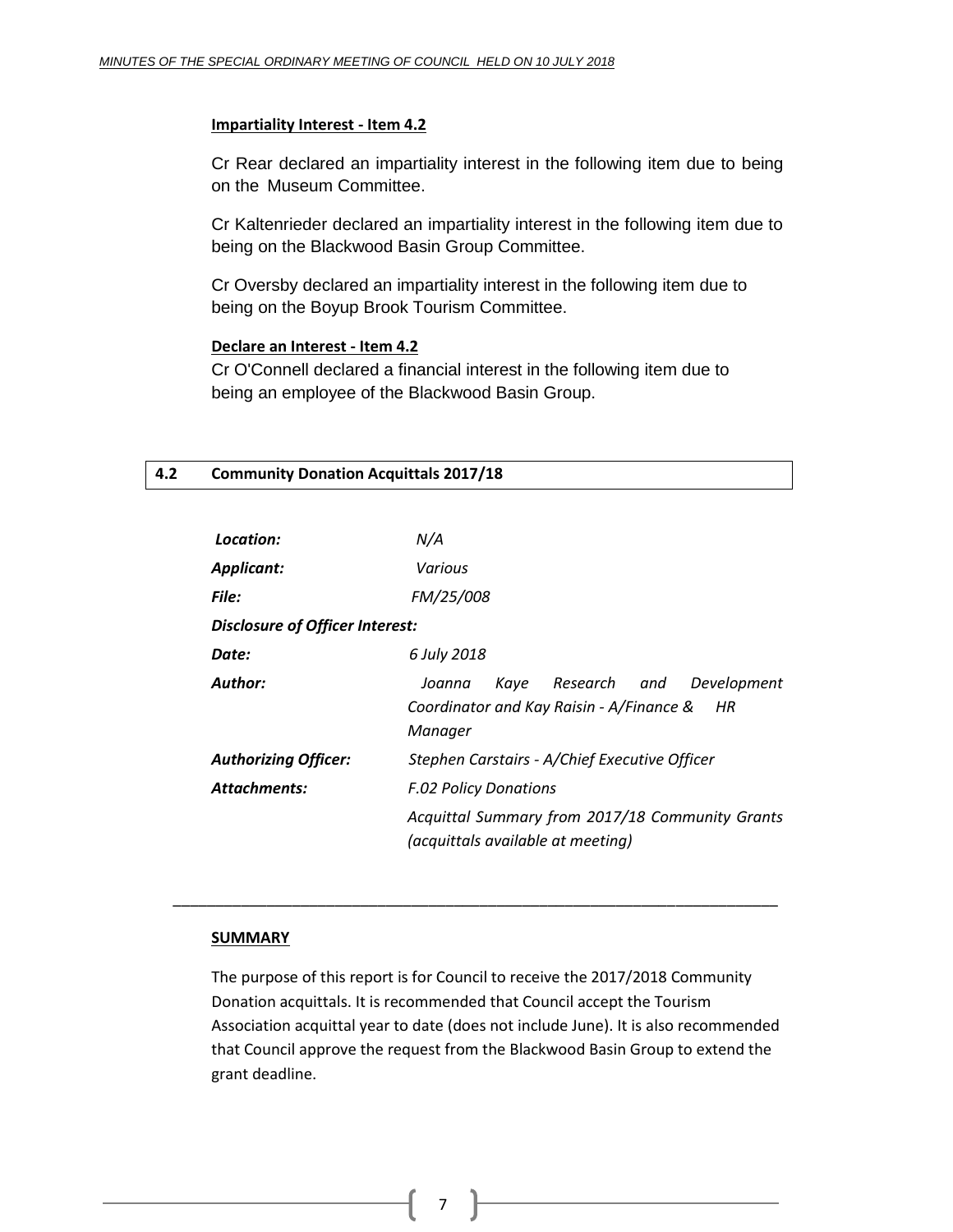**Impartiality Interest - Item 4.2**

Cr Rear declared an impartiality interest in the following item due to being on the Museum Committee.

Cr Kaltenrieder declared an impartiality interest in the following item due to being on the Blackwood Basin Group Committee.

Cr Oversby declared an impartiality interest in the following item due to being on the Boyup Brook Tourism Committee.

**Declare an Interest - Item 4.2**

Cr O'Connell declared a financial interest in the following item due to being an employee of the Blackwood Basin Group.

## 4.2 Community Donation Acquittals 2017/18

| | |
|---|---|
| ***Location:*** | *N/A* |
| ***Applicant:*** | *Various* |
| ***File:*** | *FM/25/008* |
| ***Disclosure of Officer Interest:*** | |
| ***Date:*** | *6 July 2018* |
| ***Author:*** | *Joanna Kaye Research and Development Coordinator and Kay Raisin - A/Finance & HR Manager* |
| ***Authorizing Officer:*** | *Stephen Carstairs - A/Chief Executive Officer* |
| ***Attachments:*** | *F.02 Policy Donations* |
| | *Acquittal Summary from 2017/18 Community Grants (acquittals available at meeting)* |

---

**SUMMARY**

The purpose of this report is for Council to receive the 2017/2018 Community Donation acquittals. It is recommended that Council accept the Tourism Association acquittal year to date (does not include June). It is also recommended that Council approve the request from the Blackwood Basin Group to extend the grant deadline.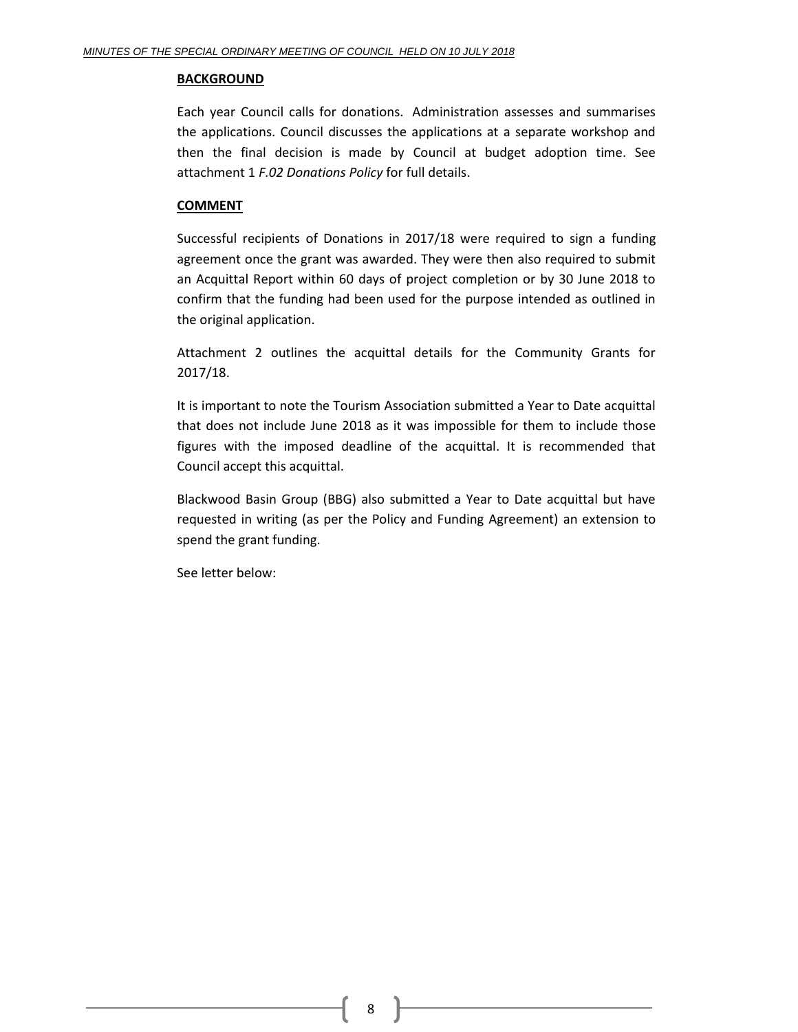**BACKGROUND**

Each year Council calls for donations. Administration assesses and summarises the applications. Council discusses the applications at a separate workshop and then the final decision is made by Council at budget adoption time. See attachment 1 *F.02 Donations Policy* for full details.

**COMMENT**

Successful recipients of Donations in 2017/18 were required to sign a funding agreement once the grant was awarded. They were then also required to submit an Acquittal Report within 60 days of project completion or by 30 June 2018 to confirm that the funding had been used for the purpose intended as outlined in the original application.

Attachment 2 outlines the acquittal details for the Community Grants for 2017/18.

It is important to note the Tourism Association submitted a Year to Date acquittal that does not include June 2018 as it was impossible for them to include those figures with the imposed deadline of the acquittal. It is recommended that Council accept this acquittal.

Blackwood Basin Group (BBG) also submitted a Year to Date acquittal but have requested in writing (as per the Policy and Funding Agreement) an extension to spend the grant funding.

See letter below: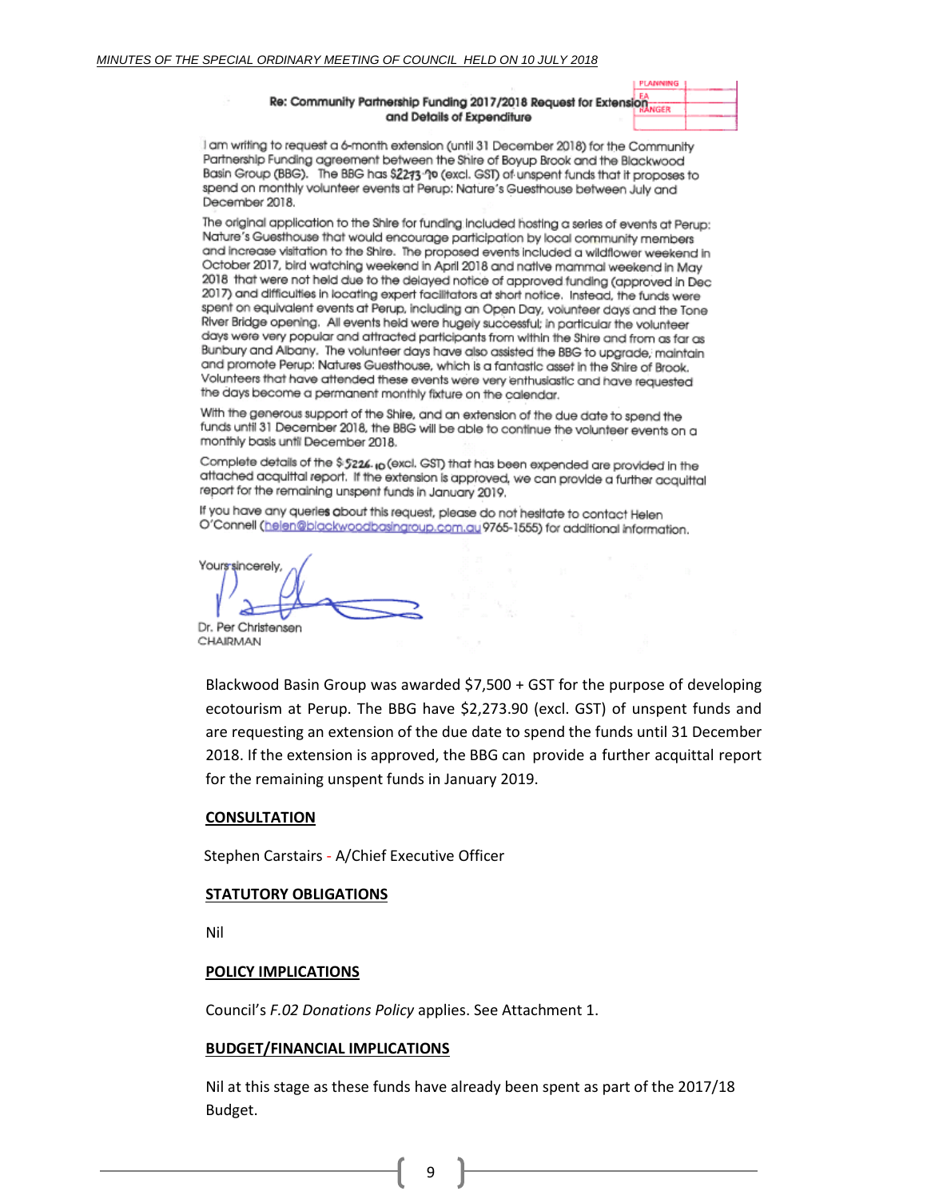**Re: Community Partnership Funding 2017/2018 Request for Extension and Details of Expenditure**

I am writing to request a 6-month extension (until 31 December 2018) for the Community Partnership Funding agreement between the Shire of Boyup Brook and the Blackwood Basin Group (BBG). The BBG has $2273.90 (excl. GST) of unspent funds that it proposes to spend on monthly volunteer events at Perup: Nature's Guesthouse between July and December 2018.

The original application to the Shire for funding included hosting a series of events at Perup: Nature's Guesthouse that would encourage participation by local community members and increase visitation to the Shire. The proposed events included a wildflower weekend in October 2017, bird watching weekend in April 2018 and native mammal weekend in May 2018 that were not held due to the delayed notice of approved funding (approved in Dec 2017) and difficulties in locating expert facilitators at short notice. Instead, the funds were spent on equivalent events at Perup, including an Open Day, volunteer days and the Tone River Bridge opening. All events held were hugely successful; in particular the volunteer days were very popular and attracted participants from within the Shire and from as far as Bunbury and Albany. The volunteer days have also assisted the BBG to upgrade, maintain and promote Perup: Natures Guesthouse, which is a fantastic asset in the Shire of Brook. Volunteers that have attended these events were very enthusiastic and have requested the days become a permanent monthly fixture on the calendar.

With the generous support of the Shire, and an extension of the due date to spend the funds until 31 December 2018, the BBG will be able to continue the volunteer events on a monthly basis until December 2018.

Complete details of the $5226.10 (excl. GST) that has been expended are provided in the attached acquittal report. If the extension is approved, we can provide a further acquittal report for the remaining unspent funds in January 2019.

If you have any queries about this request, please do not hesitate to contact Helen O'Connell (helen@blackwoodbasingroup.com.au 9765-1555) for additional information.

Yours sincerely,

Dr. Per Christensen
CHAIRMAN

Blackwood Basin Group was awarded $7,500 + GST for the purpose of developing ecotourism at Perup. The BBG have $2,273.90 (excl. GST) of unspent funds and are requesting an extension of the due date to spend the funds until 31 December 2018. If the extension is approved, the BBG can provide a further acquittal report for the remaining unspent funds in January 2019.

**CONSULTATION**

Stephen Carstairs - A/Chief Executive Officer

**STATUTORY OBLIGATIONS**

Nil

**POLICY IMPLICATIONS**

Council's *F.02 Donations Policy* applies. See Attachment 1.

**BUDGET/FINANCIAL IMPLICATIONS**

Nil at this stage as these funds have already been spent as part of the 2017/18 Budget.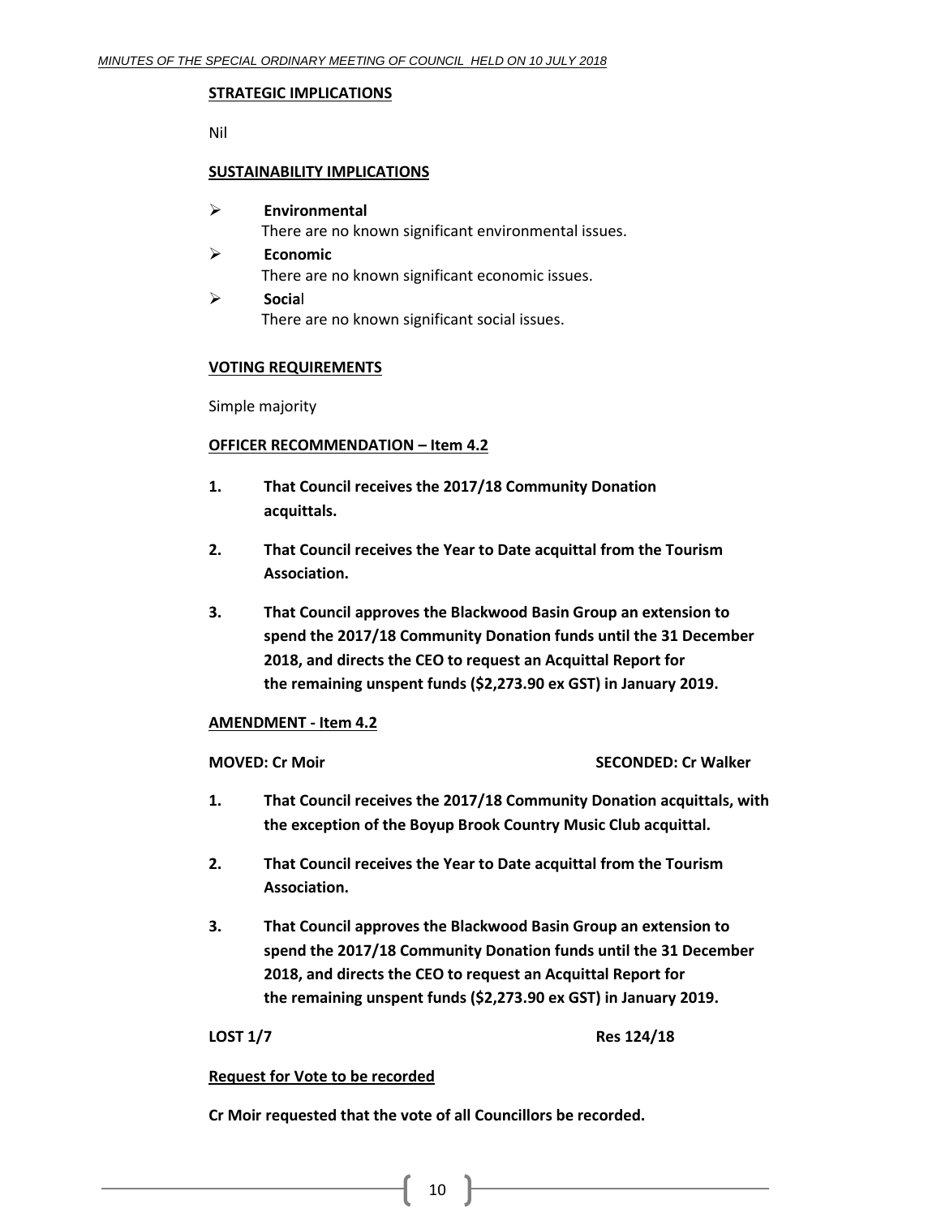**STRATEGIC IMPLICATIONS**

Nil

**SUSTAINABILITY IMPLICATIONS**

- **Environmental**
  There are no known significant environmental issues.
- **Economic**
  There are no known significant economic issues.
- **Social**
  There are no known significant social issues.

**VOTING REQUIREMENTS**

Simple majority

**OFFICER RECOMMENDATION – Item 4.2**

**1. That Council receives the 2017/18 Community Donation acquittals.**

**2. That Council receives the Year to Date acquittal from the Tourism Association.**

**3. That Council approves the Blackwood Basin Group an extension to spend the 2017/18 Community Donation funds until the 31 December 2018, and directs the CEO to request an Acquittal Report for the remaining unspent funds ($2,273.90 ex GST) in January 2019.**

**AMENDMENT - Item 4.2**

**MOVED: Cr Moir** **SECONDED: Cr Walker**

**1. That Council receives the 2017/18 Community Donation acquittals, with the exception of the Boyup Brook Country Music Club acquittal.**

**2. That Council receives the Year to Date acquittal from the Tourism Association.**

**3. That Council approves the Blackwood Basin Group an extension to spend the 2017/18 Community Donation funds until the 31 December 2018, and directs the CEO to request an Acquittal Report for the remaining unspent funds ($2,273.90 ex GST) in January 2019.**

**LOST 1/7** **Res 124/18**

**Request for Vote to be recorded**

**Cr Moir requested that the vote of all Councillors be recorded.**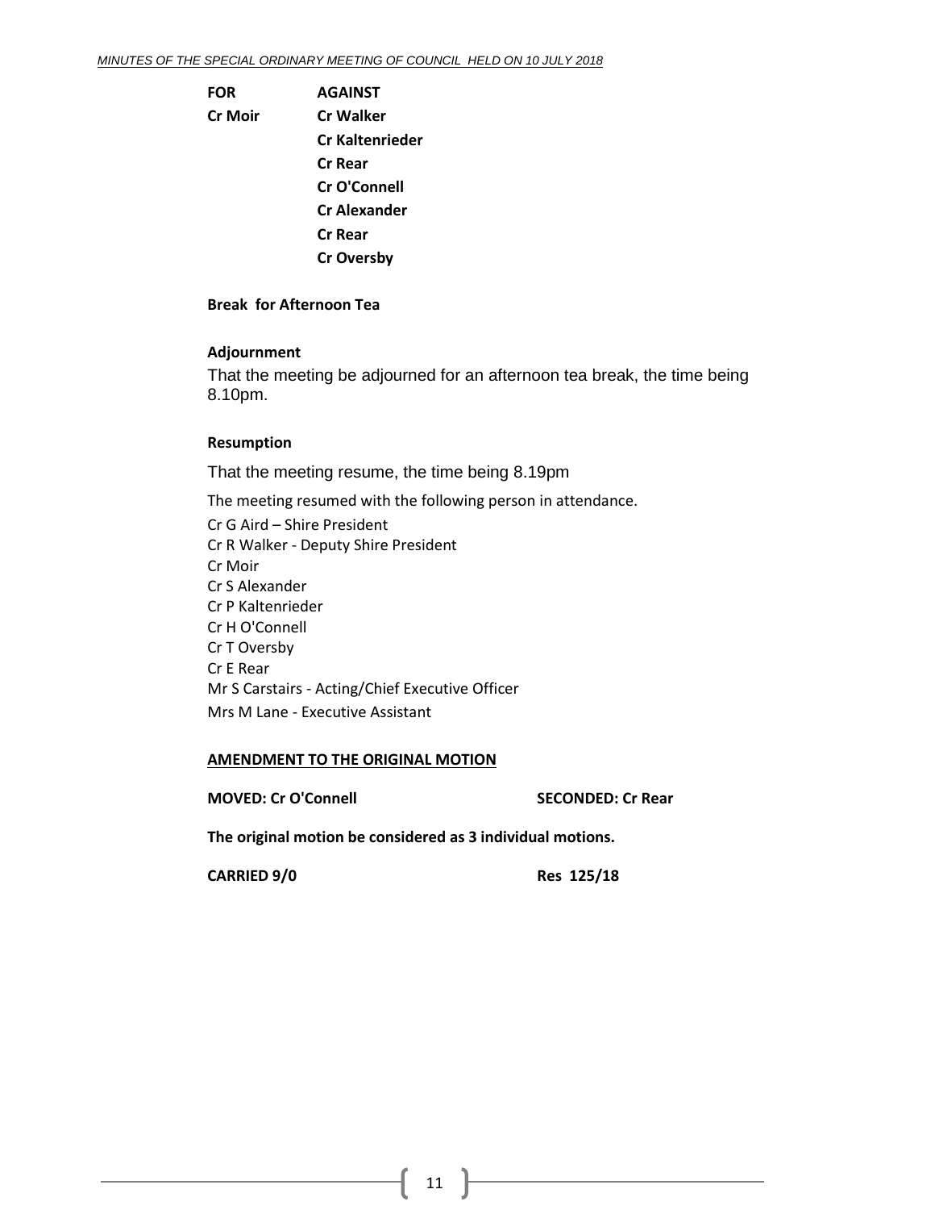| FOR | AGAINST |
|---|---|
| Cr Moir | Cr Walker |
| | Cr Kaltenrieder |
| | Cr Rear |
| | Cr O'Connell |
| | Cr Alexander |
| | Cr Rear |
| | Cr Oversby |

**Break for Afternoon Tea**

**Adjournment**

That the meeting be adjourned for an afternoon tea break, the time being 8.10pm.

**Resumption**

That the meeting resume, the time being 8.19pm

The meeting resumed with the following person in attendance.

Cr G Aird – Shire President
Cr R Walker - Deputy Shire President
Cr Moir
Cr S Alexander
Cr P Kaltenrieder
Cr H O'Connell
Cr T Oversby
Cr E Rear
Mr S Carstairs - Acting/Chief Executive Officer
Mrs M Lane - Executive Assistant

**AMENDMENT TO THE ORIGINAL MOTION**

**MOVED: Cr O'Connell** **SECONDED: Cr Rear**

**The original motion be considered as 3 individual motions.**

**CARRIED 9/0** **Res 125/18**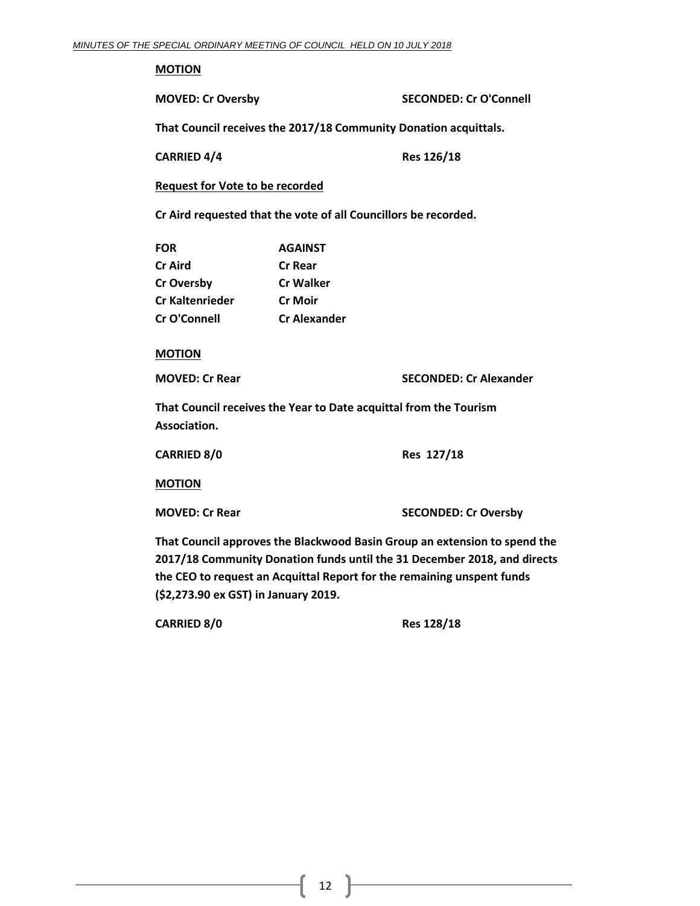**MOTION**

**MOVED: Cr Oversby** **SECONDED: Cr O'Connell**

**That Council receives the 2017/18 Community Donation acquittals.**

**CARRIED 4/4** **Res 126/18**

**Request for Vote to be recorded**

**Cr Aird requested that the vote of all Councillors be recorded.**

| FOR | AGAINST |
|---|---|
| Cr Aird | Cr Rear |
| Cr Oversby | Cr Walker |
| Cr Kaltenrieder | Cr Moir |
| Cr O'Connell | Cr Alexander |

**MOTION**

**MOVED: Cr Rear** **SECONDED: Cr Alexander**

**That Council receives the Year to Date acquittal from the Tourism Association.**

**CARRIED 8/0** **Res 127/18**

**MOTION**

**MOVED: Cr Rear** **SECONDED: Cr Oversby**

**That Council approves the Blackwood Basin Group an extension to spend the 2017/18 Community Donation funds until the 31 December 2018, and directs the CEO to request an Acquittal Report for the remaining unspent funds ($2,273.90 ex GST) in January 2019.**

**CARRIED 8/0** **Res 128/18**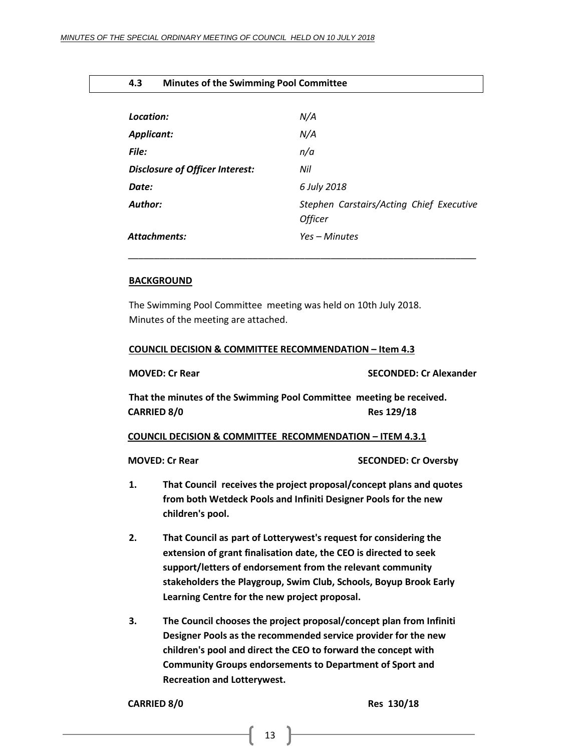## 4.3 Minutes of the Swimming Pool Committee

| | |
|---|---|
| *Location:* | *N/A* |
| *Applicant:* | *N/A* |
| *File:* | *n/a* |
| *Disclosure of Officer Interest:* | *Nil* |
| *Date:* | *6 July 2018* |
| *Author:* | *Stephen Carstairs/Acting Chief Executive Officer* |
| *Attachments:* | *Yes – Minutes* |

---

**BACKGROUND**

The Swimming Pool Committee meeting was held on 10th July 2018.
Minutes of the meeting are attached.

**COUNCIL DECISION & COMMITTEE RECOMMENDATION – Item 4.3**

**MOVED: Cr Rear** **SECONDED: Cr Alexander**

**That the minutes of the Swimming Pool Committee meeting be received.**
**CARRIED 8/0** **Res 129/18**

**COUNCIL DECISION & COMMITTEE RECOMMENDATION – ITEM 4.3.1**

**MOVED: Cr Rear** **SECONDED: Cr Oversby**

1. **That Council receives the project proposal/concept plans and quotes from both Wetdeck Pools and Infiniti Designer Pools for the new children's pool.**

2. **That Council as part of Lotterywest's request for considering the extension of grant finalisation date, the CEO is directed to seek support/letters of endorsement from the relevant community stakeholders the Playgroup, Swim Club, Schools, Boyup Brook Early Learning Centre for the new project proposal.**

3. **The Council chooses the project proposal/concept plan from Infiniti Designer Pools as the recommended service provider for the new children's pool and direct the CEO to forward the concept with Community Groups endorsements to Department of Sport and Recreation and Lotterywest.**

**CARRIED 8/0** **Res 130/18**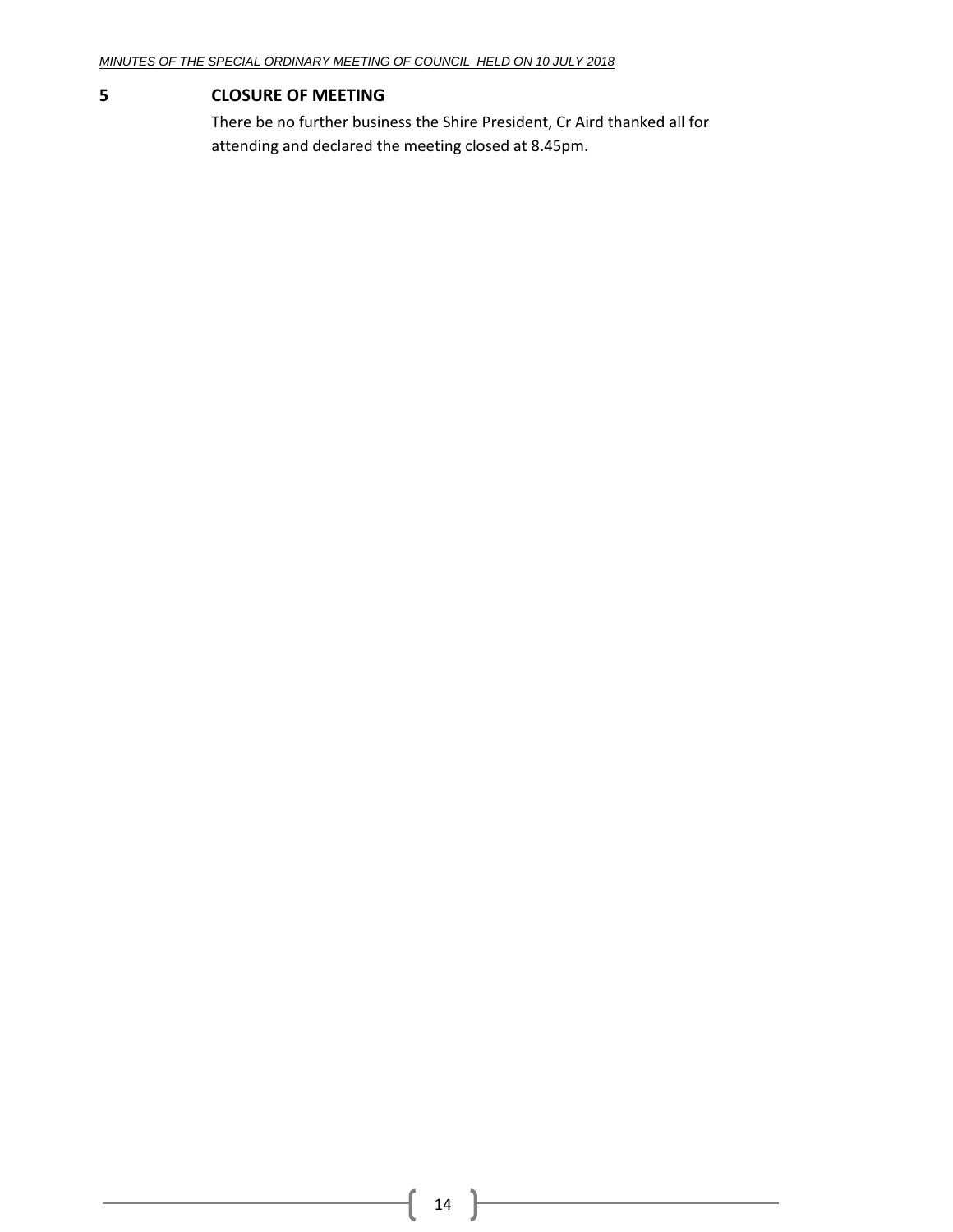## 5 CLOSURE OF MEETING

There be no further business the Shire President, Cr Aird thanked all for attending and declared the meeting closed at 8.45pm.